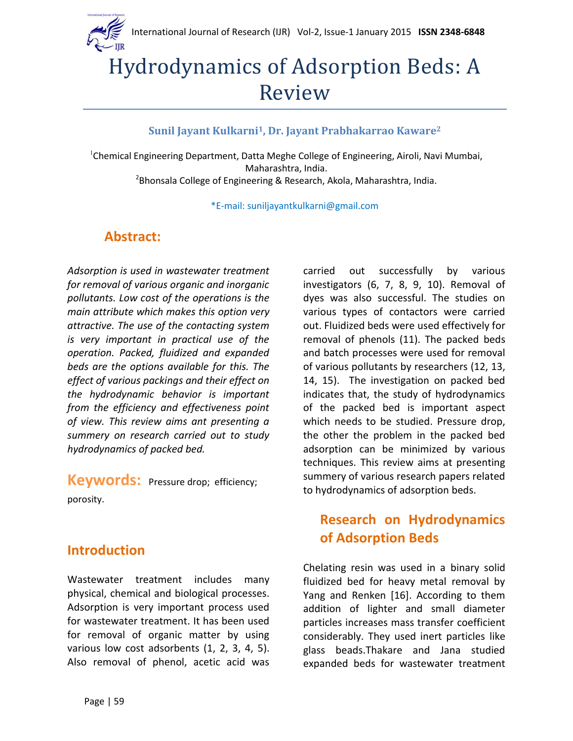# Hydrodynamics of Adsorption Beds: A Review

**Sunil Jayant Kulkarni[1], Dr. Jayant Prabhakarrao Kaware[2]**

[1]Chemical Engineering Department, Datta Meghe College of Engineering, Airoli, Navi Mumbai, Maharashtra, India.
[2]Bhonsala College of Engineering & Research, Akola, Maharashtra, India.

*E-mail: suniljayantkulkarni@gmail.com

## Abstract:

*Adsorption is used in wastewater treatment for removal of various organic and inorganic pollutants. Low cost of the operations is the main attribute which makes this option very attractive. The use of the contacting system is very important in practical use of the operation. Packed, fluidized and expanded beds are the options available for this. The effect of various packings and their effect on the hydrodynamic behavior is important from the efficiency and effectiveness point of view. This review aims ant presenting a summery on research carried out to study hydrodynamics of packed bed.*

**Keywords:** Pressure drop; efficiency; porosity.

## Introduction

Wastewater treatment includes many physical, chemical and biological processes. Adsorption is very important process used for wastewater treatment. It has been used for removal of organic matter by using various low cost adsorbents (1, 2, 3, 4, 5). Also removal of phenol, acetic acid was carried out successfully by various investigators (6, 7, 8, 9, 10). Removal of dyes was also successful. The studies on various types of contactors were carried out. Fluidized beds were used effectively for removal of phenols (11). The packed beds and batch processes were used for removal of various pollutants by researchers (12, 13, 14, 15). The investigation on packed bed indicates that, the study of hydrodynamics of the packed bed is important aspect which needs to be studied. Pressure drop, the other the problem in the packed bed adsorption can be minimized by various techniques. This review aims at presenting summery of various research papers related to hydrodynamics of adsorption beds.

## Research on Hydrodynamics of Adsorption Beds

Chelating resin was used in a binary solid fluidized bed for heavy metal removal by Yang and Renken [16]. According to them addition of lighter and small diameter particles increases mass transfer coefficient considerably. They used inert particles like glass beads.Thakare and Jana studied expanded beds for wastewater treatment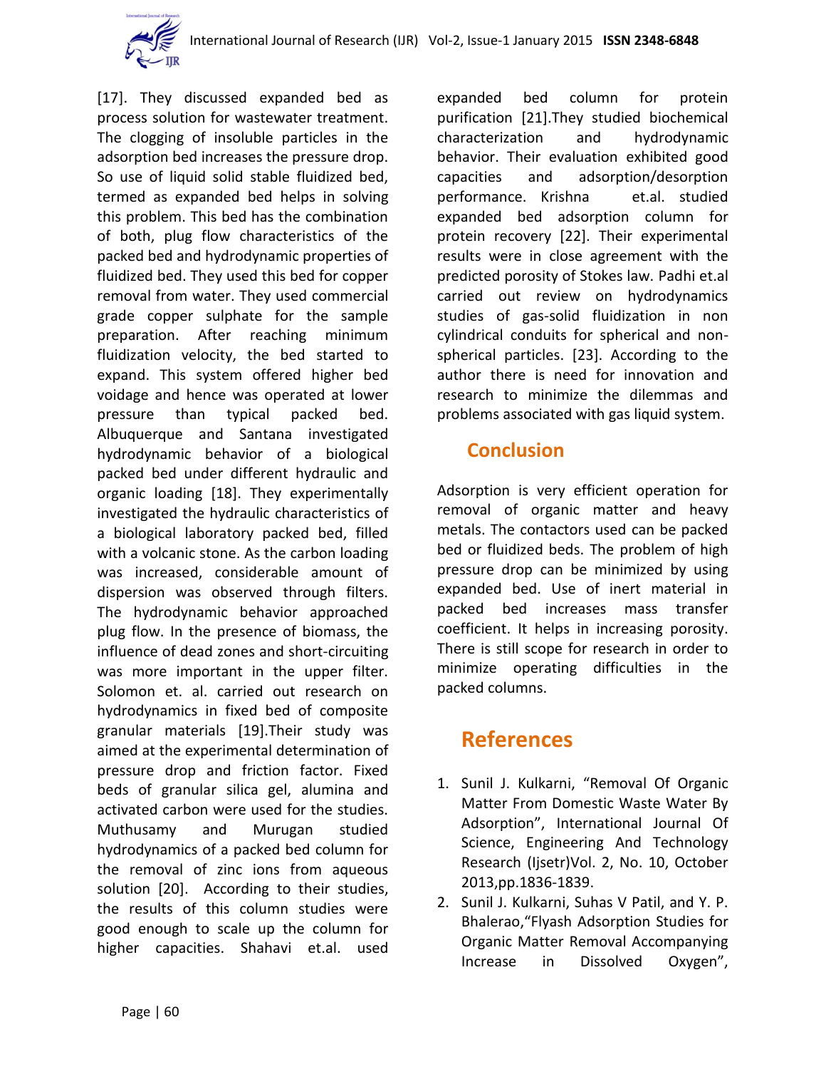[17]. They discussed expanded bed as process solution for wastewater treatment. The clogging of insoluble particles in the adsorption bed increases the pressure drop. So use of liquid solid stable fluidized bed, termed as expanded bed helps in solving this problem. This bed has the combination of both, plug flow characteristics of the packed bed and hydrodynamic properties of fluidized bed. They used this bed for copper removal from water. They used commercial grade copper sulphate for the sample preparation. After reaching minimum fluidization velocity, the bed started to expand. This system offered higher bed voidage and hence was operated at lower pressure than typical packed bed. Albuquerque and Santana investigated hydrodynamic behavior of a biological packed bed under different hydraulic and organic loading [18]. They experimentally investigated the hydraulic characteristics of a biological laboratory packed bed, filled with a volcanic stone. As the carbon loading was increased, considerable amount of dispersion was observed through filters. The hydrodynamic behavior approached plug flow. In the presence of biomass, the influence of dead zones and short-circuiting was more important in the upper filter. Solomon et. al. carried out research on hydrodynamics in fixed bed of composite granular materials [19].Their study was aimed at the experimental determination of pressure drop and friction factor. Fixed beds of granular silica gel, alumina and activated carbon were used for the studies. Muthusamy and Murugan studied hydrodynamics of a packed bed column for the removal of zinc ions from aqueous solution [20]. According to their studies, the results of this column studies were good enough to scale up the column for higher capacities. Shahavi et.al. used expanded bed column for protein purification [21].They studied biochemical characterization and hydrodynamic behavior. Their evaluation exhibited good capacities and adsorption/desorption performance. Krishna et.al. studied expanded bed adsorption column for protein recovery [22]. Their experimental results were in close agreement with the predicted porosity of Stokes law. Padhi et.al carried out review on hydrodynamics studies of gas-solid fluidization in non cylindrical conduits for spherical and non-spherical particles. [23]. According to the author there is need for innovation and research to minimize the dilemmas and problems associated with gas liquid system.

## Conclusion

Adsorption is very efficient operation for removal of organic matter and heavy metals. The contactors used can be packed bed or fluidized beds. The problem of high pressure drop can be minimized by using expanded bed. Use of inert material in packed bed increases mass transfer coefficient. It helps in increasing porosity. There is still scope for research in order to minimize operating difficulties in the packed columns.

## References

1. Sunil J. Kulkarni, “Removal Of Organic Matter From Domestic Waste Water By Adsorption”, International Journal Of Science, Engineering And Technology Research (Ijsetr)Vol. 2, No. 10, October 2013,pp.1836-1839.
2. Sunil J. Kulkarni, Suhas V Patil, and Y. P. Bhalerao,“Flyash Adsorption Studies for Organic Matter Removal Accompanying Increase in Dissolved Oxygen”,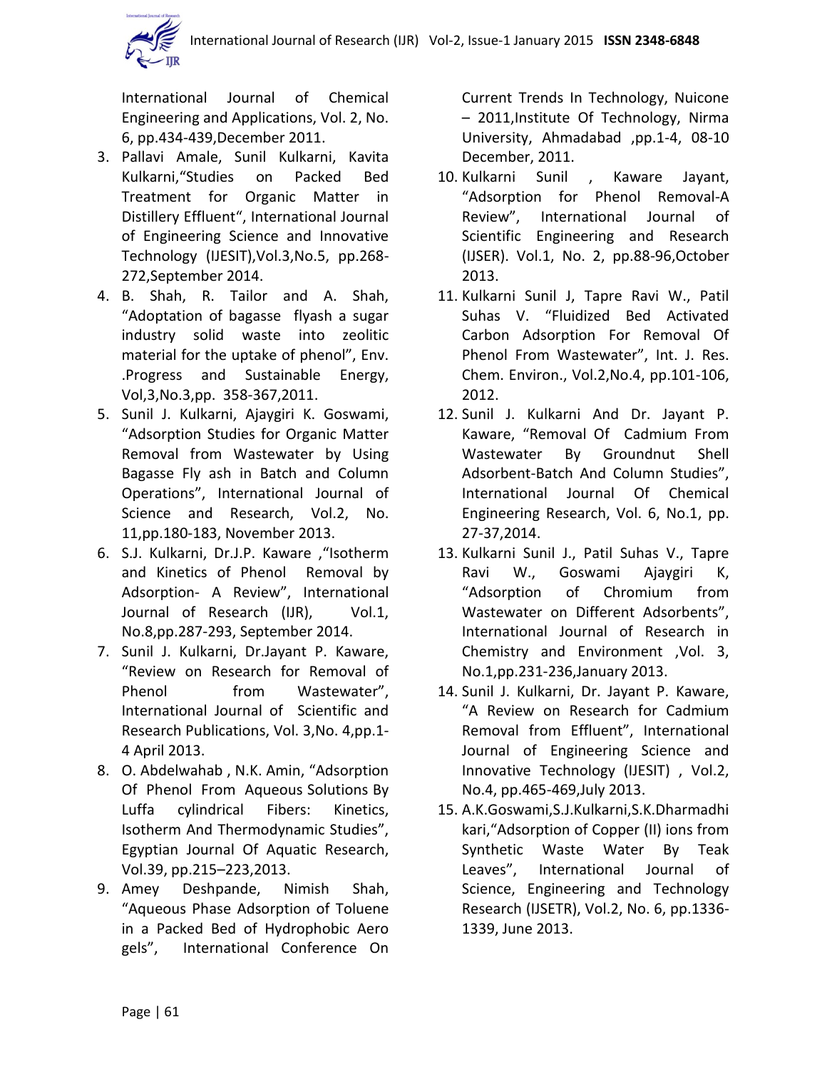International Journal of Chemical Engineering and Applications, Vol. 2, No. 6, pp.434-439,December 2011.

3. Pallavi Amale, Sunil Kulkarni, Kavita Kulkarni,"Studies on Packed Bed Treatment for Organic Matter in Distillery Effluent", International Journal of Engineering Science and Innovative Technology (IJESIT),Vol.3,No.5, pp.268-272,September 2014.
4. B. Shah, R. Tailor and A. Shah, "Adoptation of bagasse flyash a sugar industry solid waste into zeolitic material for the uptake of phenol", Env. .Progress and Sustainable Energy, Vol,3,No.3,pp. 358-367,2011.
5. Sunil J. Kulkarni, Ajaygiri K. Goswami, "Adsorption Studies for Organic Matter Removal from Wastewater by Using Bagasse Fly ash in Batch and Column Operations", International Journal of Science and Research, Vol.2, No. 11,pp.180-183, November 2013.
6. S.J. Kulkarni, Dr.J.P. Kaware ,"Isotherm and Kinetics of Phenol Removal by Adsorption- A Review", International Journal of Research (IJR), Vol.1, No.8,pp.287-293, September 2014.
7. Sunil J. Kulkarni, Dr.Jayant P. Kaware, "Review on Research for Removal of Phenol from Wastewater", International Journal of Scientific and Research Publications, Vol. 3,No. 4,pp.1-4 April 2013.
8. O. Abdelwahab , N.K. Amin, "Adsorption Of Phenol From Aqueous Solutions By Luffa cylindrical Fibers: Kinetics, Isotherm And Thermodynamic Studies", Egyptian Journal Of Aquatic Research, Vol.39, pp.215–223,2013.
9. Amey Deshpande, Nimish Shah, "Aqueous Phase Adsorption of Toluene in a Packed Bed of Hydrophobic Aero gels", International Conference On Current Trends In Technology, Nuicone – 2011,Institute Of Technology, Nirma University, Ahmadabad ,pp.1-4, 08-10 December, 2011.
10. Kulkarni Sunil , Kaware Jayant, "Adsorption for Phenol Removal-A Review", International Journal of Scientific Engineering and Research (IJSER). Vol.1, No. 2, pp.88-96,October 2013.
11. Kulkarni Sunil J, Tapre Ravi W., Patil Suhas V. "Fluidized Bed Activated Carbon Adsorption For Removal Of Phenol From Wastewater", Int. J. Res. Chem. Environ., Vol.2,No.4, pp.101-106, 2012.
12. Sunil J. Kulkarni And Dr. Jayant P. Kaware, "Removal Of Cadmium From Wastewater By Groundnut Shell Adsorbent-Batch And Column Studies", International Journal Of Chemical Engineering Research, Vol. 6, No.1, pp. 27-37,2014.
13. Kulkarni Sunil J., Patil Suhas V., Tapre Ravi W., Goswami Ajaygiri K, "Adsorption of Chromium from Wastewater on Different Adsorbents", International Journal of Research in Chemistry and Environment ,Vol. 3, No.1,pp.231-236,January 2013.
14. Sunil J. Kulkarni, Dr. Jayant P. Kaware, "A Review on Research for Cadmium Removal from Effluent", International Journal of Engineering Science and Innovative Technology (IJESIT) , Vol.2, No.4, pp.465-469,July 2013.
15. A.K.Goswami,S.J.Kulkarni,S.K.Dharmadhikari,"Adsorption of Copper (II) ions from Synthetic Waste Water By Teak Leaves", International Journal of Science, Engineering and Technology Research (IJSETR), Vol.2, No. 6, pp.1336-1339, June 2013.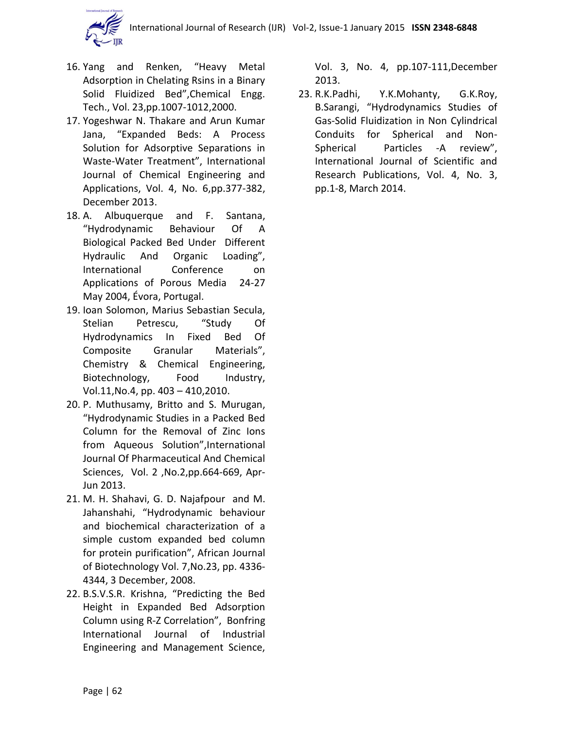16. Yang and Renken, "Heavy Metal Adsorption in Chelating Rsins in a Binary Solid Fluidized Bed",Chemical Engg. Tech., Vol. 23,pp.1007-1012,2000.
17. Yogeshwar N. Thakare and Arun Kumar Jana, "Expanded Beds: A Process Solution for Adsorptive Separations in Waste-Water Treatment", International Journal of Chemical Engineering and Applications, Vol. 4, No. 6,pp.377-382, December 2013.
18. A. Albuquerque and F. Santana, "Hydrodynamic Behaviour Of A Biological Packed Bed Under Different Hydraulic And Organic Loading", International Conference on Applications of Porous Media 24-27 May 2004, Évora, Portugal.
19. Ioan Solomon, Marius Sebastian Secula, Stelian Petrescu, "Study Of Hydrodynamics In Fixed Bed Of Composite Granular Materials", Chemistry & Chemical Engineering, Biotechnology, Food Industry, Vol.11,No.4, pp. 403 – 410,2010.
20. P. Muthusamy, Britto and S. Murugan, "Hydrodynamic Studies in a Packed Bed Column for the Removal of Zinc Ions from Aqueous Solution",International Journal Of Pharmaceutical And Chemical Sciences, Vol. 2 ,No.2,pp.664-669, Apr-Jun 2013.
21. M. H. Shahavi, G. D. Najafpour and M. Jahanshahi, "Hydrodynamic behaviour and biochemical characterization of a simple custom expanded bed column for protein purification", African Journal of Biotechnology Vol. 7,No.23, pp. 4336-4344, 3 December, 2008.
22. B.S.V.S.R. Krishna, "Predicting the Bed Height in Expanded Bed Adsorption Column using R-Z Correlation", Bonfring International Journal of Industrial Engineering and Management Science, Vol. 3, No. 4, pp.107-111,December 2013.
23. R.K.Padhi, Y.K.Mohanty, G.K.Roy, B.Sarangi, "Hydrodynamics Studies of Gas-Solid Fluidization in Non Cylindrical Conduits for Spherical and Non-Spherical Particles -A review", International Journal of Scientific and Research Publications, Vol. 4, No. 3, pp.1-8, March 2014.